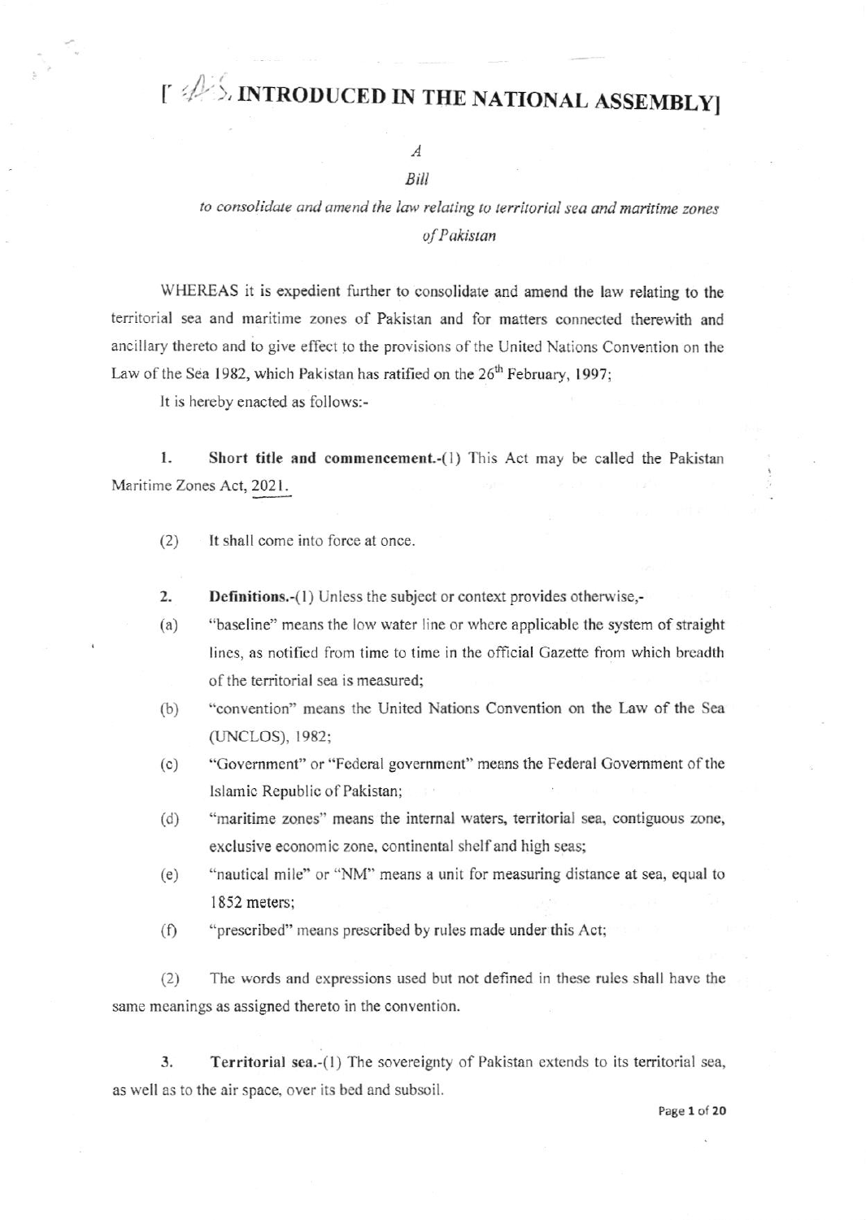# [AS, INTRODUCED IN THE NATIONAL ASSEMBLY]

*A*

*Bill*

*to consolidate and amend the law relating to territorial sea and maritime zones of Pakistan*

WHEREAS it is expedient further to consolidate and amend the law relating to the territorial sea and maritime zones of Pakistan and for matters connected therewith and ancillary thereto and to give effect to the provisions of the United Nations Convention on the Law of the Sea 1982, which Pakistan has ratified on the 26th February, 1997;

It is hereby enacted as follows:-

1. **Short title and commencement.**-(1) This Act may be called the Pakistan Maritime Zones Act, 2021.

(2) It shall come into force at once.

2. **Definitions.**-(1) Unless the subject or context provides otherwise,-

(a) "baseline" means the low water line or where applicable the system of straight lines, as notified from time to time in the official Gazette from which breadth of the territorial sea is measured;

(b) "convention" means the United Nations Convention on the Law of the Sea (UNCLOS), 1982;

(c) "Government" or "Federal government" means the Federal Government of the Islamic Republic of Pakistan;

(d) "maritime zones" means the internal waters, territorial sea, contiguous zone, exclusive economic zone, continental shelf and high seas;

(e) "nautical mile" or "NM" means a unit for measuring distance at sea, equal to 1852 meters;

(f) "prescribed" means prescribed by rules made under this Act;

(2) The words and expressions used but not defined in these rules shall have the same meanings as assigned thereto in the convention.

3. **Territorial sea.**-(1) The sovereignty of Pakistan extends to its territorial sea, as well as to the air space, over its bed and subsoil.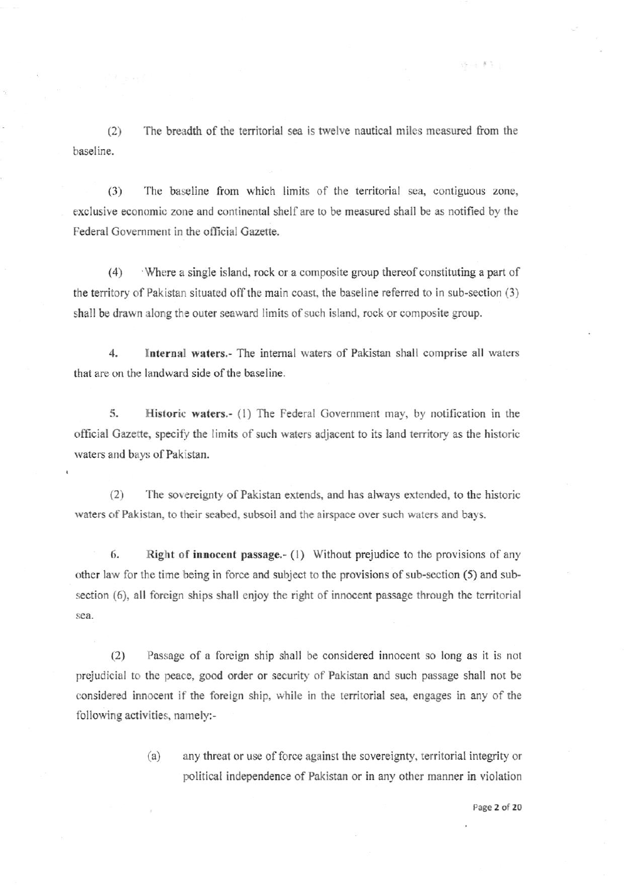(2) The breadth of the territorial sea is twelve nautical miles measured from the baseline.

(3) The baseline from which limits of the territorial sea, contiguous zone, exclusive economic zone and continental shelf are to be measured shall be as notified by the Federal Government in the official Gazette.

(4) Where a single island, rock or a composite group thereof constituting a part of the territory of Pakistan situated off the main coast, the baseline referred to in sub-section (3) shall be drawn along the outer seaward limits of such island, rock or composite group.

**4. Internal waters.**- The internal waters of Pakistan shall comprise all waters that are on the landward side of the baseline.

**5. Historic waters.**- (1) The Federal Government may, by notification in the official Gazette, specify the limits of such waters adjacent to its land territory as the historic waters and bays of Pakistan.

(2) The sovereignty of Pakistan extends, and has always extended, to the historic waters of Pakistan, to their seabed, subsoil and the airspace over such waters and bays.

**6. Right of innocent passage.**- (1) Without prejudice to the provisions of any other law for the time being in force and subject to the provisions of sub-section (5) and sub-section (6), all foreign ships shall enjoy the right of innocent passage through the territorial sea.

(2) Passage of a foreign ship shall be considered innocent so long as it is not prejudicial to the peace, good order or security of Pakistan and such passage shall not be considered innocent if the foreign ship, while in the territorial sea, engages in any of the following activities, namely:-

(a) any threat or use of force against the sovereignty, territorial integrity or political independence of Pakistan or in any other manner in violation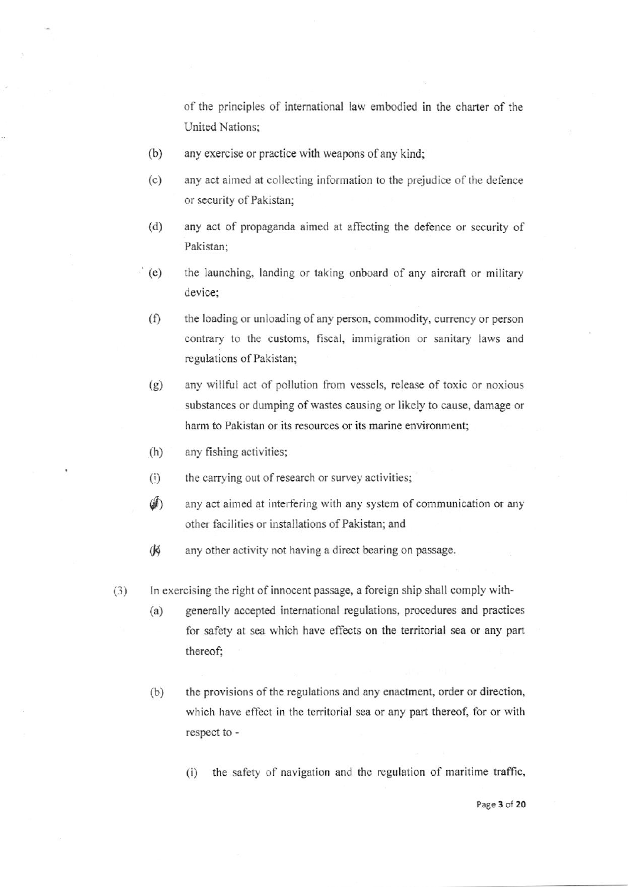of the principles of international law embodied in the charter of the United Nations;

(b) any exercise or practice with weapons of any kind;

(c) any act aimed at collecting information to the prejudice of the defence or security of Pakistan;

(d) any act of propaganda aimed at affecting the defence or security of Pakistan;

(e) the launching, landing or taking onboard of any aircraft or military device;

(f) the loading or unloading of any person, commodity, currency or person contrary to the customs, fiscal, immigration or sanitary laws and regulations of Pakistan;

(g) any willful act of pollution from vessels, release of toxic or noxious substances or dumping of wastes causing or likely to cause, damage or harm to Pakistan or its resources or its marine environment;

(h) any fishing activities;

(i) the carrying out of research or survey activities;

(j) any act aimed at interfering with any system of communication or any other facilities or installations of Pakistan; and

(k) any other activity not having a direct bearing on passage.

(3) In exercising the right of innocent passage, a foreign ship shall comply with-

(a) generally accepted international regulations, procedures and practices for safety at sea which have effects on the territorial sea or any part thereof;

(b) the provisions of the regulations and any enactment, order or direction, which have effect in the territorial sea or any part thereof, for or with respect to -

(i) the safety of navigation and the regulation of maritime traffic,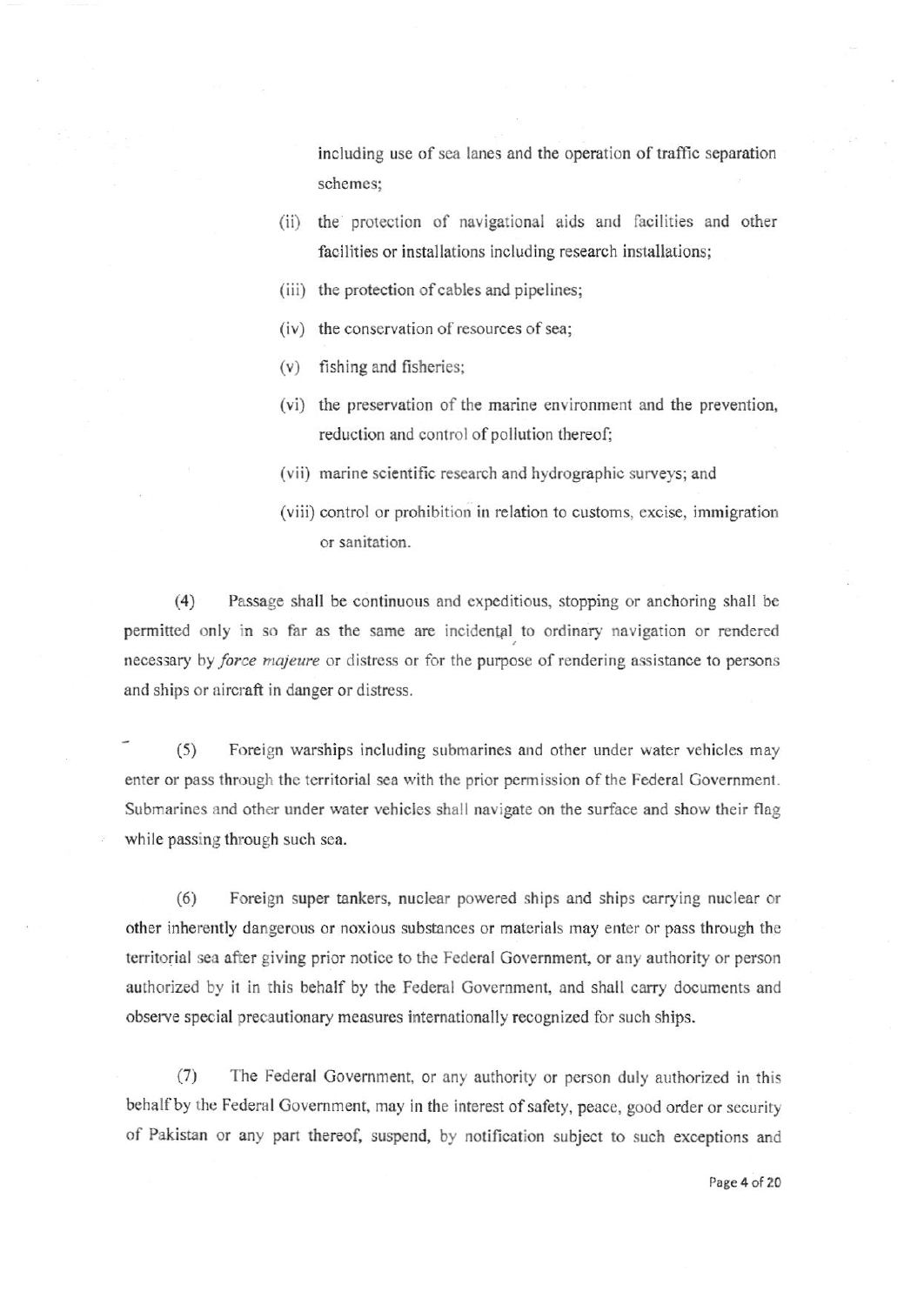including use of sea lanes and the operation of traffic separation schemes;

(ii) the protection of navigational aids and facilities and other facilities or installations including research installations;

(iii) the protection of cables and pipelines;

(iv) the conservation of resources of sea;

(v) fishing and fisheries;

(vi) the preservation of the marine environment and the prevention, reduction and control of pollution thereof;

(vii) marine scientific research and hydrographic surveys; and

(viii) control or prohibition in relation to customs, excise, immigration or sanitation.

(4) Passage shall be continuous and expeditious, stopping or anchoring shall be permitted only in so far as the same are incidental to ordinary navigation or rendered necessary by *force majeure* or distress or for the purpose of rendering assistance to persons and ships or aircraft in danger or distress.

(5) Foreign warships including submarines and other under water vehicles may enter or pass through the territorial sea with the prior permission of the Federal Government. Submarines and other under water vehicles shall navigate on the surface and show their flag while passing through such sea.

(6) Foreign super tankers, nuclear powered ships and ships carrying nuclear or other inherently dangerous or noxious substances or materials may enter or pass through the territorial sea after giving prior notice to the Federal Government, or any authority or person authorized by it in this behalf by the Federal Government, and shall carry documents and observe special precautionary measures internationally recognized for such ships.

(7) The Federal Government, or any authority or person duly authorized in this behalf by the Federal Government, may in the interest of safety, peace, good order or security of Pakistan or any part thereof, suspend, by notification subject to such exceptions and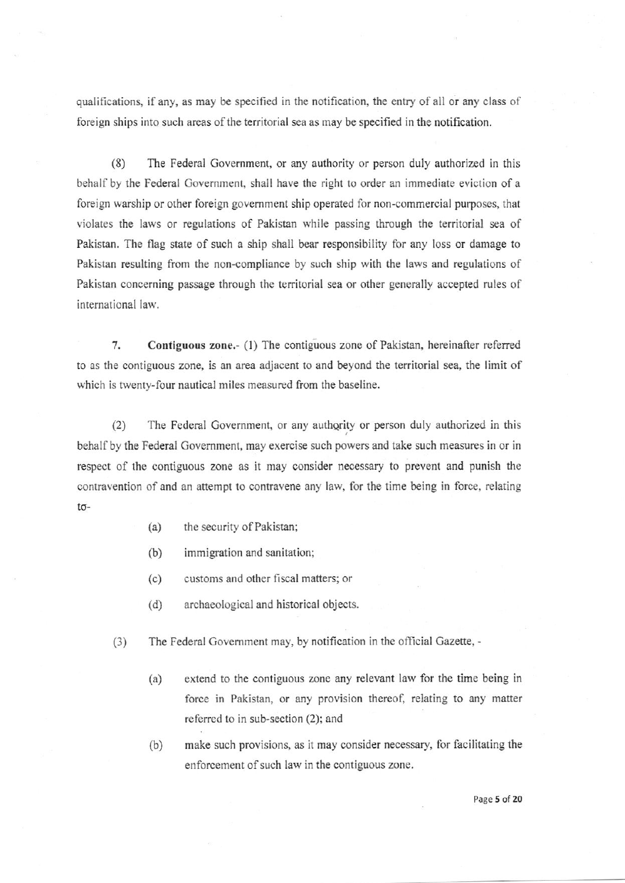qualifications, if any, as may be specified in the notification, the entry of all or any class of foreign ships into such areas of the territorial sea as may be specified in the notification.

(8) The Federal Government, or any authority or person duly authorized in this behalf by the Federal Government, shall have the right to order an immediate eviction of a foreign warship or other foreign government ship operated for non-commercial purposes, that violates the laws or regulations of Pakistan while passing through the territorial sea of Pakistan. The flag state of such a ship shall bear responsibility for any loss or damage to Pakistan resulting from the non-compliance by such ship with the laws and regulations of Pakistan concerning passage through the territorial sea or other generally accepted rules of international law.

**7. Contiguous zone.**- (1) The contiguous zone of Pakistan, hereinafter referred to as the contiguous zone, is an area adjacent to and beyond the territorial sea, the limit of which is twenty-four nautical miles measured from the baseline.

(2) The Federal Government, or any authority or person duly authorized in this behalf by the Federal Government, may exercise such powers and take such measures in or in respect of the contiguous zone as it may consider necessary to prevent and punish the contravention of and an attempt to contravene any law, for the time being in force, relating to-

(a) the security of Pakistan;

(b) immigration and sanitation;

(c) customs and other fiscal matters; or

(d) archaeological and historical objects.

(3) The Federal Government may, by notification in the official Gazette, -

(a) extend to the contiguous zone any relevant law for the time being in force in Pakistan, or any provision thereof, relating to any matter referred to in sub-section (2); and

(b) make such provisions, as it may consider necessary, for facilitating the enforcement of such law in the contiguous zone.